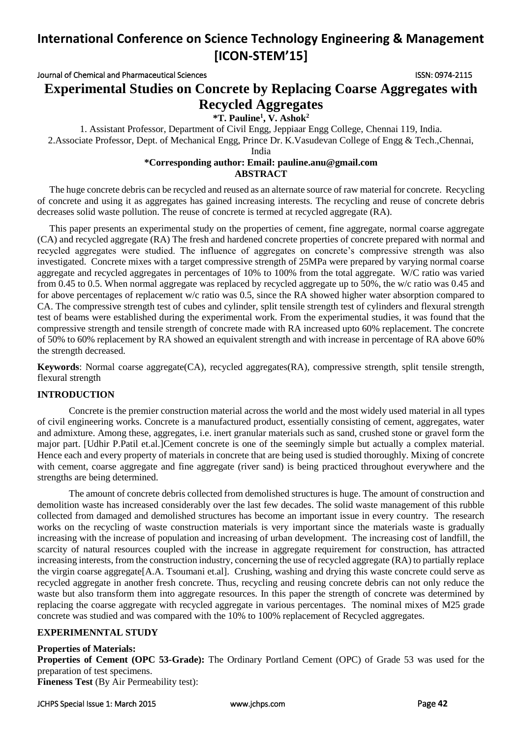# Experimental Studies on Concrete by Replacing Coarse Aggregates with Recycled Aggregates

**\*T. Pauline[1], V. Ashok[2]**

1. Assistant Professor, Department of Civil Engg, Jeppiaar Engg College, Chennai 119, India.
2. Associate Professor, Dept. of Mechanical Engg, Prince Dr. K.Vasudevan College of Engg & Tech.,Chennai, India

**\*Corresponding author: Email: pauline.anu@gmail.com**

## ABSTRACT

The huge concrete debris can be recycled and reused as an alternate source of raw material for concrete. Recycling of concrete and using it as aggregates has gained increasing interests. The recycling and reuse of concrete debris decreases solid waste pollution. The reuse of concrete is termed at recycled aggregate (RA).

This paper presents an experimental study on the properties of cement, fine aggregate, normal coarse aggregate (CA) and recycled aggregate (RA) The fresh and hardened concrete properties of concrete prepared with normal and recycled aggregates were studied. The influence of aggregates on concrete's compressive strength was also investigated. Concrete mixes with a target compressive strength of 25MPa were prepared by varying normal coarse aggregate and recycled aggregates in percentages of 10% to 100% from the total aggregate. W/C ratio was varied from 0.45 to 0.5. When normal aggregate was replaced by recycled aggregate up to 50%, the w/c ratio was 0.45 and for above percentages of replacement w/c ratio was 0.5, since the RA showed higher water absorption compared to CA. The compressive strength test of cubes and cylinder, split tensile strength test of cylinders and flexural strength test of beams were established during the experimental work. From the experimental studies, it was found that the compressive strength and tensile strength of concrete made with RA increased upto 60% replacement. The concrete of 50% to 60% replacement by RA showed an equivalent strength and with increase in percentage of RA above 60% the strength decreased.

**Keywords**: Normal coarse aggregate(CA), recycled aggregates(RA), compressive strength, split tensile strength, flexural strength

## INTRODUCTION

Concrete is the premier construction material across the world and the most widely used material in all types of civil engineering works. Concrete is a manufactured product, essentially consisting of cement, aggregates, water and admixture. Among these, aggregates, i.e. inert granular materials such as sand, crushed stone or gravel form the major part. [Udhir P.Patil et.al.]Cement concrete is one of the seemingly simple but actually a complex material. Hence each and every property of materials in concrete that are being used is studied thoroughly. Mixing of concrete with cement, coarse aggregate and fine aggregate (river sand) is being practiced throughout everywhere and the strengths are being determined.

The amount of concrete debris collected from demolished structures is huge. The amount of construction and demolition waste has increased considerably over the last few decades. The solid waste management of this rubble collected from damaged and demolished structures has become an important issue in every country. The research works on the recycling of waste construction materials is very important since the materials waste is gradually increasing with the increase of population and increasing of urban development. The increasing cost of landfill, the scarcity of natural resources coupled with the increase in aggregate requirement for construction, has attracted increasing interests, from the construction industry, concerning the use of recycled aggregate (RA) to partially replace the virgin coarse aggregate[A.A. Tsoumani et.al]. Crushing, washing and drying this waste concrete could serve as recycled aggregate in another fresh concrete. Thus, recycling and reusing concrete debris can not only reduce the waste but also transform them into aggregate resources. In this paper the strength of concrete was determined by replacing the coarse aggregate with recycled aggregate in various percentages. The nominal mixes of M25 grade concrete was studied and was compared with the 10% to 100% replacement of Recycled aggregates.

## EXPERIMENNTAL STUDY

**Properties of Materials:**

**Properties of Cement (OPC 53-Grade):** The Ordinary Portland Cement (OPC) of Grade 53 was used for the preparation of test specimens.

**Fineness Test** (By Air Permeability test):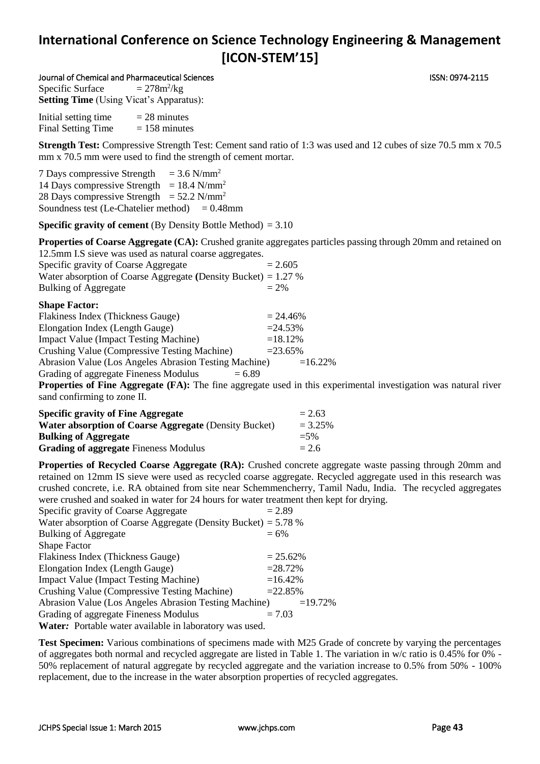Specific Surface = $278 m^2/kg$

**Setting Time** (Using Vicat's Apparatus):

Initial setting time = 28 minutes
Final Setting Time = 158 minutes

**Strength Test:** Compressive Strength Test: Cement sand ratio of 1:3 was used and 12 cubes of size 70.5 mm x 70.5 mm x 70.5 mm were used to find the strength of cement mortar.

7 Days compressive Strength = $3.6 N/mm^2$
14 Days compressive Strength = $18.4 N/mm^2$
28 Days compressive Strength = $52.2 N/mm^2$
Soundness test (Le-Chatelier method) = 0.48mm

**Specific gravity of cement** (By Density Bottle Method) = 3.10

**Properties of Coarse Aggregate (CA):** Crushed granite aggregates particles passing through 20mm and retained on 12.5mm I.S sieve was used as natural coarse aggregates.

Specific gravity of Coarse Aggregate = 2.605
Water absorption of Coarse Aggregate **(**Density Bucket**)** = 1.27 %
Bulking of Aggregate = 2%

**Shape Factor:**

Flakiness Index (Thickness Gauge) = 24.46%
Elongation Index (Length Gauge) =24.53%
Impact Value (Impact Testing Machine) =18.12%
Crushing Value (Compressive Testing Machine) =23.65%
Abrasion Value (Los Angeles Abrasion Testing Machine) =16.22%
Grading of aggregate Fineness Modulus = 6.89

**Properties of Fine Aggregate (FA):** The fine aggregate used in this experimental investigation was natural river sand confirming to zone II.

**Specific gravity of Fine Aggregate** = 2.63
**Water absorption of Coarse Aggregate** (Density Bucket) = 3.25%
**Bulking of Aggregate** =5%
**Grading of aggregate** Fineness Modulus = 2.6

**Properties of Recycled Coarse Aggregate (RA):** Crushed concrete aggregate waste passing through 20mm and retained on 12mm IS sieve were used as recycled coarse aggregate. Recycled aggregate used in this research was crushed concrete, i.e. RA obtained from site near Schemmencherry, Tamil Nadu, India. The recycled aggregates were crushed and soaked in water for 24 hours for water treatment then kept for drying.

Specific gravity of Coarse Aggregate = 2.89
Water absorption of Coarse Aggregate (Density Bucket) = 5.78 %
Bulking of Aggregate = 6%
Shape Factor
Flakiness Index (Thickness Gauge) = 25.62%
Elongation Index (Length Gauge) =28.72%
Impact Value (Impact Testing Machine) =16.42%
Crushing Value (Compressive Testing Machine) =22.85%
Abrasion Value (Los Angeles Abrasion Testing Machine) =19.72%
Grading of aggregate Fineness Modulus = 7.03

**Water***:* Portable water available in laboratory was used.

**Test Specimen:** Various combinations of specimens made with M25 Grade of concrete by varying the percentages of aggregates both normal and recycled aggregate are listed in Table 1. The variation in w/c ratio is 0.45% for 0% - 50% replacement of natural aggregate by recycled aggregate and the variation increase to 0.5% from 50% - 100% replacement, due to the increase in the water absorption properties of recycled aggregates.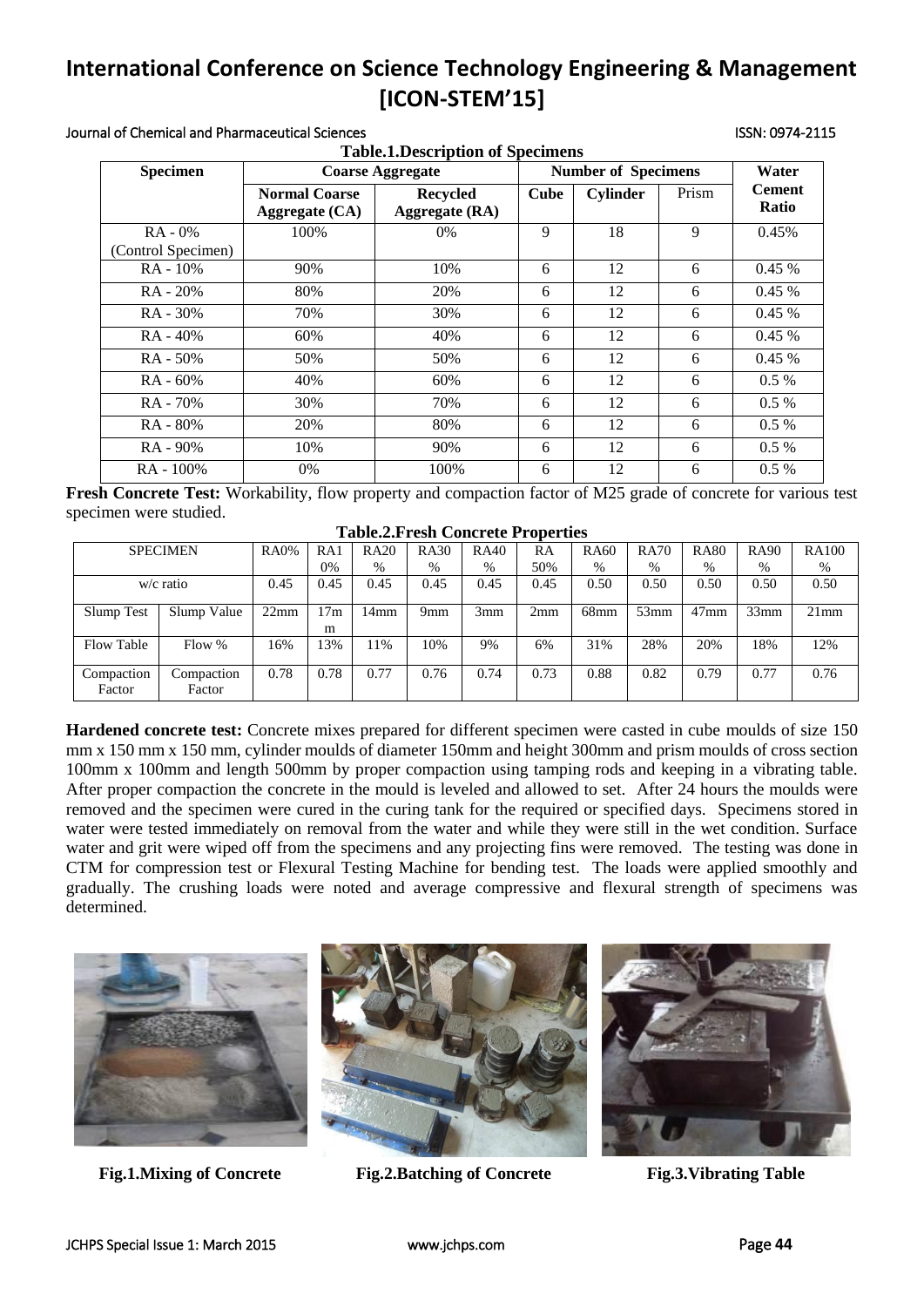**Table.1.Description of Specimens**

| Specimen | Coarse Aggregate | | Number of Specimens | | | Water Cement Ratio |
|---|---|---|---|---|---|---|
| | Normal Coarse Aggregate (CA) | Recycled Aggregate (RA) | Cube | Cylinder | Prism | |
| RA - 0% (Control Specimen) | 100% | 0% | 9 | 18 | 9 | 0.45% |
| RA - 10% | 90% | 10% | 6 | 12 | 6 | 0.45 % |
| RA - 20% | 80% | 20% | 6 | 12 | 6 | 0.45 % |
| RA - 30% | 70% | 30% | 6 | 12 | 6 | 0.45 % |
| RA - 40% | 60% | 40% | 6 | 12 | 6 | 0.45 % |
| RA - 50% | 50% | 50% | 6 | 12 | 6 | 0.45 % |
| RA - 60% | 40% | 60% | 6 | 12 | 6 | 0.5 % |
| RA - 70% | 30% | 70% | 6 | 12 | 6 | 0.5 % |
| RA - 80% | 20% | 80% | 6 | 12 | 6 | 0.5 % |
| RA - 90% | 10% | 90% | 6 | 12 | 6 | 0.5 % |
| RA - 100% | 0% | 100% | 6 | 12 | 6 | 0.5 % |

**Fresh Concrete Test:** Workability, flow property and compaction factor of M25 grade of concrete for various test specimen were studied.

**Table.2.Fresh Concrete Properties**

| SPECIMEN | | RA0% | RA10% | RA20% | RA30% | RA40% | RA 50% | RA60% | RA70% | RA80% | RA90% | RA100% |
|---|---|---|---|---|---|---|---|---|---|---|---|---|
| w/c ratio | | 0.45 | 0.45 | 0.45 | 0.45 | 0.45 | 0.45 | 0.50 | 0.50 | 0.50 | 0.50 | 0.50 |
| Slump Test | Slump Value | 22mm | 17mm | 14mm | 9mm | 3mm | 2mm | 68mm | 53mm | 47mm | 33mm | 21mm |
| Flow Table | Flow % | 16% | 13% | 11% | 10% | 9% | 6% | 31% | 28% | 20% | 18% | 12% |
| Compaction Factor | Compaction Factor | 0.78 | 0.78 | 0.77 | 0.76 | 0.74 | 0.73 | 0.88 | 0.82 | 0.79 | 0.77 | 0.76 |

**Hardened concrete test:** Concrete mixes prepared for different specimen were casted in cube moulds of size 150 mm x 150 mm x 150 mm, cylinder moulds of diameter 150mm and height 300mm and prism moulds of cross section 100mm x 100mm and length 500mm by proper compaction using tamping rods and keeping in a vibrating table. After proper compaction the concrete in the mould is leveled and allowed to set. After 24 hours the moulds were removed and the specimen were cured in the curing tank for the required or specified days. Specimens stored in water were tested immediately on removal from the water and while they were still in the wet condition. Surface water and grit were wiped off from the specimens and any projecting fins were removed. The testing was done in CTM for compression test or Flexural Testing Machine for bending test. The loads were applied smoothly and gradually. The crushing loads were noted and average compressive and flexural strength of specimens was determined.

**Fig.1.Mixing of Concrete** **Fig.2.Batching of Concrete** **Fig.3.Vibrating Table**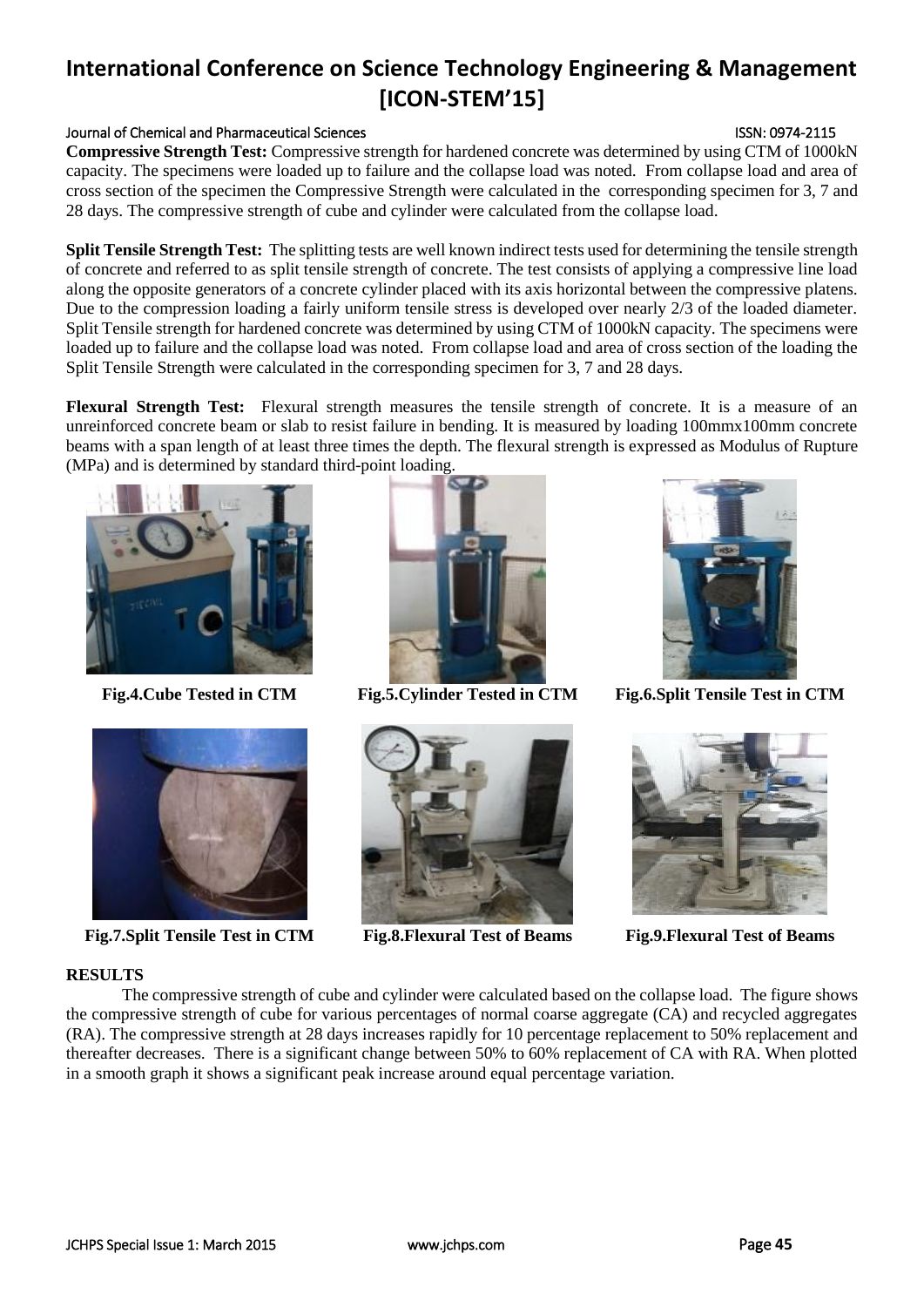**Compressive Strength Test:** Compressive strength for hardened concrete was determined by using CTM of 1000kN capacity. The specimens were loaded up to failure and the collapse load was noted. From collapse load and area of cross section of the specimen the Compressive Strength were calculated in the corresponding specimen for 3, 7 and 28 days. The compressive strength of cube and cylinder were calculated from the collapse load.

**Split Tensile Strength Test:** The splitting tests are well known indirect tests used for determining the tensile strength of concrete and referred to as split tensile strength of concrete. The test consists of applying a compressive line load along the opposite generators of a concrete cylinder placed with its axis horizontal between the compressive platens. Due to the compression loading a fairly uniform tensile stress is developed over nearly 2/3 of the loaded diameter. Split Tensile strength for hardened concrete was determined by using CTM of 1000kN capacity. The specimens were loaded up to failure and the collapse load was noted. From collapse load and area of cross section of the loading the Split Tensile Strength were calculated in the corresponding specimen for 3, 7 and 28 days.

**Flexural Strength Test:** Flexural strength measures the tensile strength of concrete. It is a measure of an unreinforced concrete beam or slab to resist failure in bending. It is measured by loading 100mmx100mm concrete beams with a span length of at least three times the depth. The flexural strength is expressed as Modulus of Rupture (MPa) and is determined by standard third-point loading.

**Fig.4.Cube Tested in CTM**

**Fig.5.Cylinder Tested in CTM**

**Fig.6.Split Tensile Test in CTM**

**Fig.7.Split Tensile Test in CTM**

**Fig.8.Flexural Test of Beams**

**Fig.9.Flexural Test of Beams**

## RESULTS

The compressive strength of cube and cylinder were calculated based on the collapse load. The figure shows the compressive strength of cube for various percentages of normal coarse aggregate (CA) and recycled aggregates (RA). The compressive strength at 28 days increases rapidly for 10 percentage replacement to 50% replacement and thereafter decreases. There is a significant change between 50% to 60% replacement of CA with RA. When plotted in a smooth graph it shows a significant peak increase around equal percentage variation.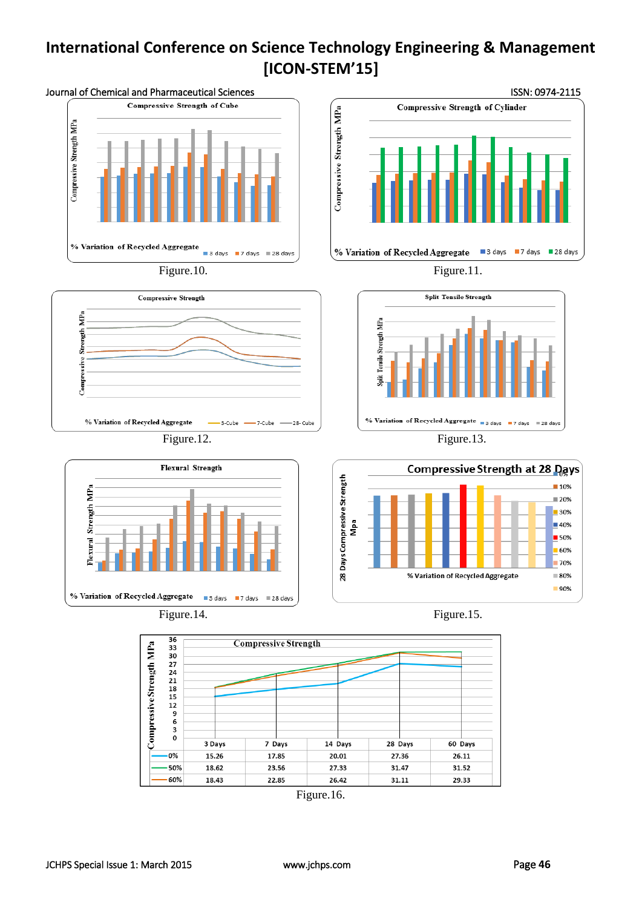Figure.10.

Figure.11.

Figure.12.

Figure.13.

Figure.14.

Figure.15.

| | 3 Days | 7 Days | 14 Days | 28 Days | 60 Days |
|---|---|---|---|---|---|
| 0% | 15.26 | 17.85 | 20.01 | 27.36 | 26.11 |
| 50% | 18.62 | 23.56 | 27.33 | 31.47 | 31.52 |
| 60% | 18.43 | 22.85 | 26.42 | 31.11 | 29.33 |

Figure.16.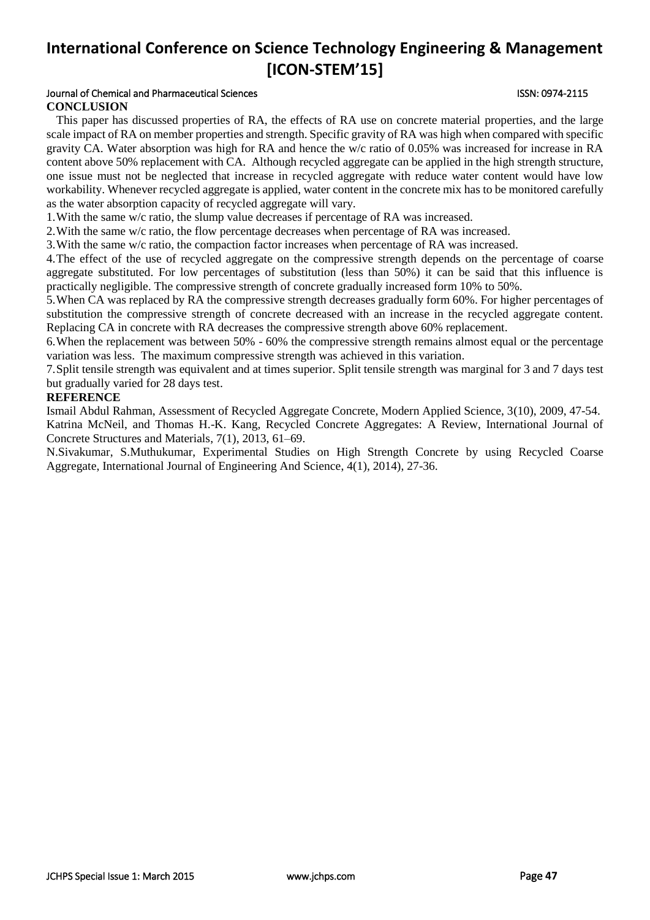## CONCLUSION

This paper has discussed properties of RA, the effects of RA use on concrete material properties, and the large scale impact of RA on member properties and strength. Specific gravity of RA was high when compared with specific gravity CA. Water absorption was high for RA and hence the w/c ratio of 0.05% was increased for increase in RA content above 50% replacement with CA. Although recycled aggregate can be applied in the high strength structure, one issue must not be neglected that increase in recycled aggregate with reduce water content would have low workability. Whenever recycled aggregate is applied, water content in the concrete mix has to be monitored carefully as the water absorption capacity of recycled aggregate will vary.

1. With the same w/c ratio, the slump value decreases if percentage of RA was increased.
2. With the same w/c ratio, the flow percentage decreases when percentage of RA was increased.
3. With the same w/c ratio, the compaction factor increases when percentage of RA was increased.
4. The effect of the use of recycled aggregate on the compressive strength depends on the percentage of coarse aggregate substituted. For low percentages of substitution (less than 50%) it can be said that this influence is practically negligible. The compressive strength of concrete gradually increased form 10% to 50%.
5. When CA was replaced by RA the compressive strength decreases gradually form 60%. For higher percentages of substitution the compressive strength of concrete decreased with an increase in the recycled aggregate content. Replacing CA in concrete with RA decreases the compressive strength above 60% replacement.
6. When the replacement was between 50% - 60% the compressive strength remains almost equal or the percentage variation was less. The maximum compressive strength was achieved in this variation.
7. Split tensile strength was equivalent and at times superior. Split tensile strength was marginal for 3 and 7 days test but gradually varied for 28 days test.

## REFERENCE

Ismail Abdul Rahman, Assessment of Recycled Aggregate Concrete, Modern Applied Science, 3(10), 2009, 47-54.

Katrina McNeil, and Thomas H.-K. Kang, Recycled Concrete Aggregates: A Review, International Journal of Concrete Structures and Materials, 7(1), 2013, 61–69.

N.Sivakumar, S.Muthukumar, Experimental Studies on High Strength Concrete by using Recycled Coarse Aggregate, International Journal of Engineering And Science, 4(1), 2014), 27-36.